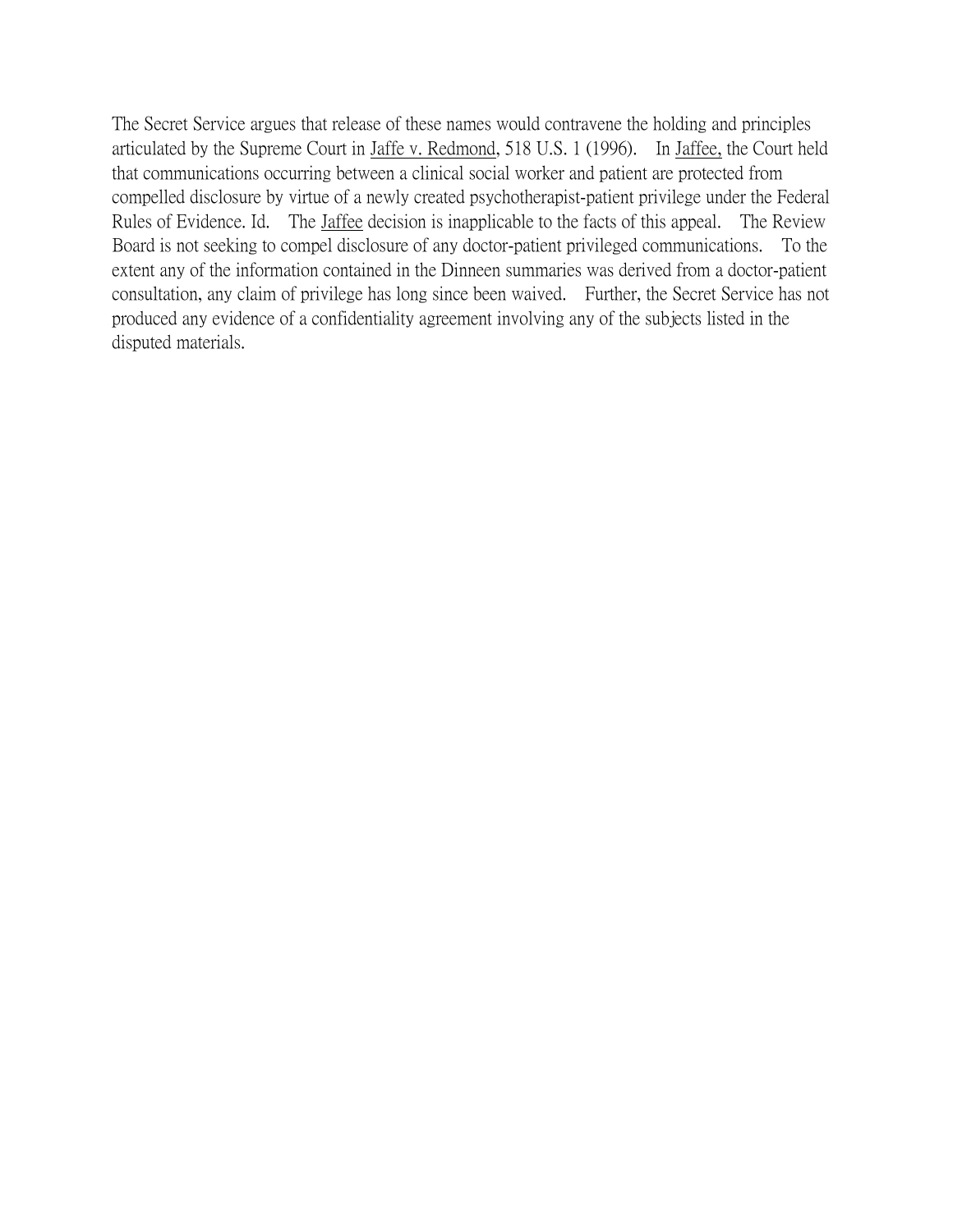The Secret Service argues that release of these names would contravene the holding and principles articulated by the Supreme Court in Jaffe v. Redmond, 518 U.S. 1 (1996). In Jaffee, the Court held that communications occurring between a clinical social worker and patient are protected from compelled disclosure by virtue of a newly created psychotherapist-patient privilege under the Federal Rules of Evidence. Id. The Jaffee decision is inapplicable to the facts of this appeal. The Review Board is not seeking to compel disclosure of any doctor-patient privileged communications. To the extent any of the information contained in the Dinneen summaries was derived from a doctor-patient consultation, any claim of privilege has long since been waived. Further, the Secret Service has not produced any evidence of a confidentiality agreement involving any of the subjects listed in the disputed materials.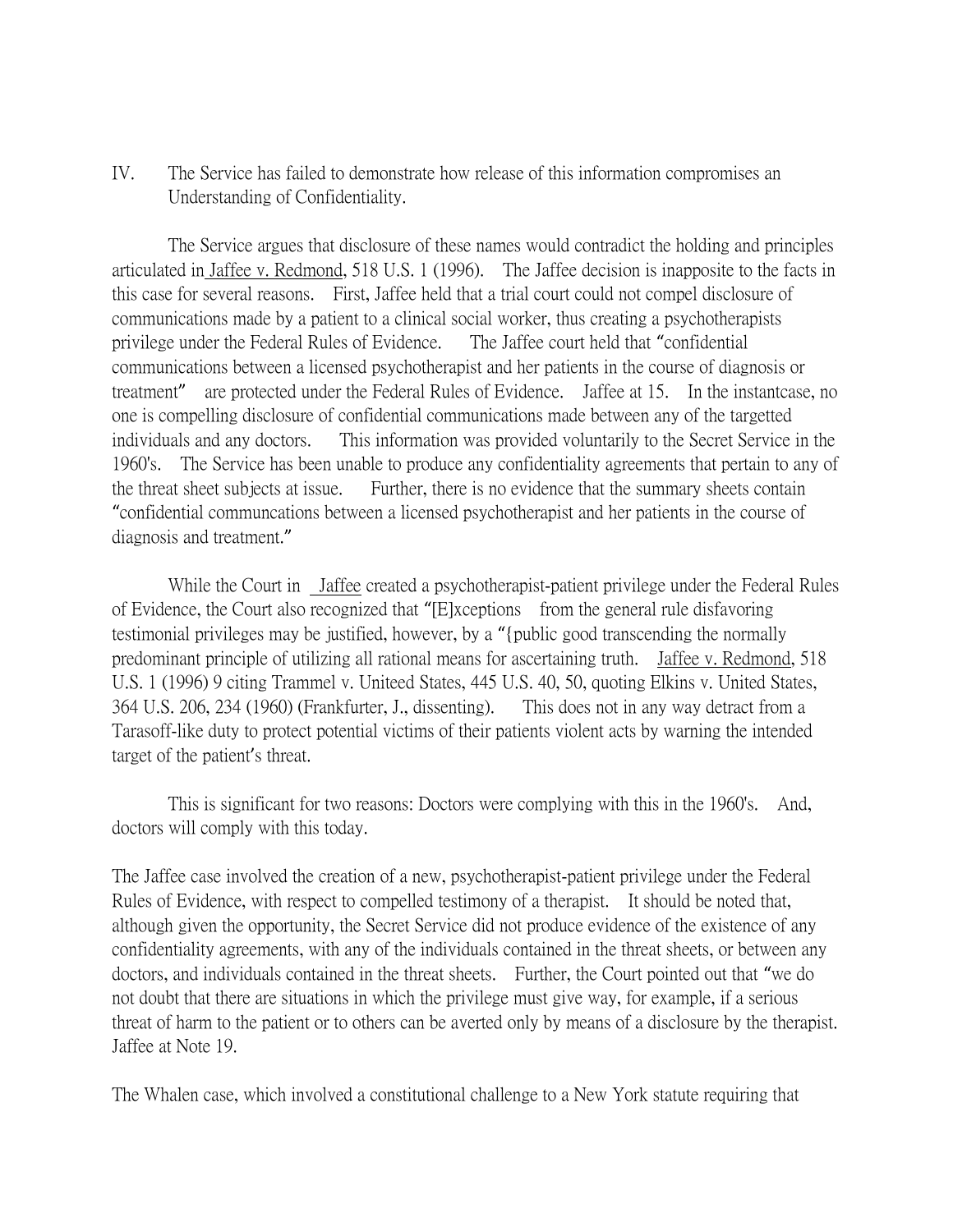IV. The Service has failed to demonstrate how release of this information compromises an Understanding of Confidentiality.

The Service argues that disclosure of these names would contradict the holding and principles articulated in Jaffee v. Redmond, 518 U.S. 1 (1996). The Jaffee decision is inapposite to the facts in this case for several reasons. First, Jaffee held that a trial court could not compel disclosure of communications made by a patient to a clinical social worker, thus creating a psychotherapists privilege under the Federal Rules of Evidence. The Jaffee court held that "confidential communications between a licensed psychotherapist and her patients in the course of diagnosis or treatment" are protected under the Federal Rules of Evidence. Jaffee at 15. In the instantcase, no one is compelling disclosure of confidential communications made between any of the targetted individuals and any doctors. This information was provided voluntarily to the Secret Service in the 1960's. The Service has been unable to produce any confidentiality agreements that pertain to any of the threat sheet subjects at issue. Further, there is no evidence that the summary sheets contain "confidential communcations between a licensed psychotherapist and her patients in the course of diagnosis and treatment."

While the Court in Jaffee created a psychotherapist-patient privilege under the Federal Rules of Evidence, the Court also recognized that "[E]xceptions from the general rule disfavoring testimonial privileges may be justified, however, by a "{public good transcending the normally predominant principle of utilizing all rational means for ascertaining truth. Jaffee v. Redmond, 518 U.S. 1 (1996) 9 citing Trammel v. Uniteed States, 445 U.S. 40, 50, quoting Elkins v. United States, 364 U.S. 206, 234 (1960) (Frankfurter, J., dissenting). This does not in any way detract from a Tarasoff-like duty to protect potential victims of their patients violent acts by warning the intended target of the patient's threat.

This is significant for two reasons: Doctors were complying with this in the 1960's. And, doctors will comply with this today.

The Jaffee case involved the creation of a new, psychotherapist-patient privilege under the Federal Rules of Evidence, with respect to compelled testimony of a therapist. It should be noted that, although given the opportunity, the Secret Service did not produce evidence of the existence of any confidentiality agreements, with any of the individuals contained in the threat sheets, or between any doctors, and individuals contained in the threat sheets. Further, the Court pointed out that "we do not doubt that there are situations in which the privilege must give way, for example, if a serious threat of harm to the patient or to others can be averted only by means of a disclosure by the therapist. Jaffee at Note 19.

The Whalen case, which involved a constitutional challenge to a New York statute requiring that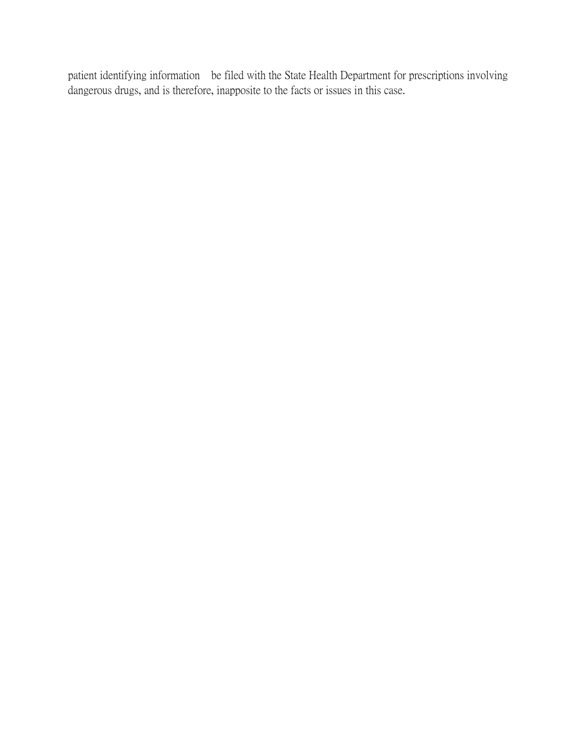patient identifying information be filed with the State Health Department for prescriptions involving dangerous drugs, and is therefore, inapposite to the facts or issues in this case.